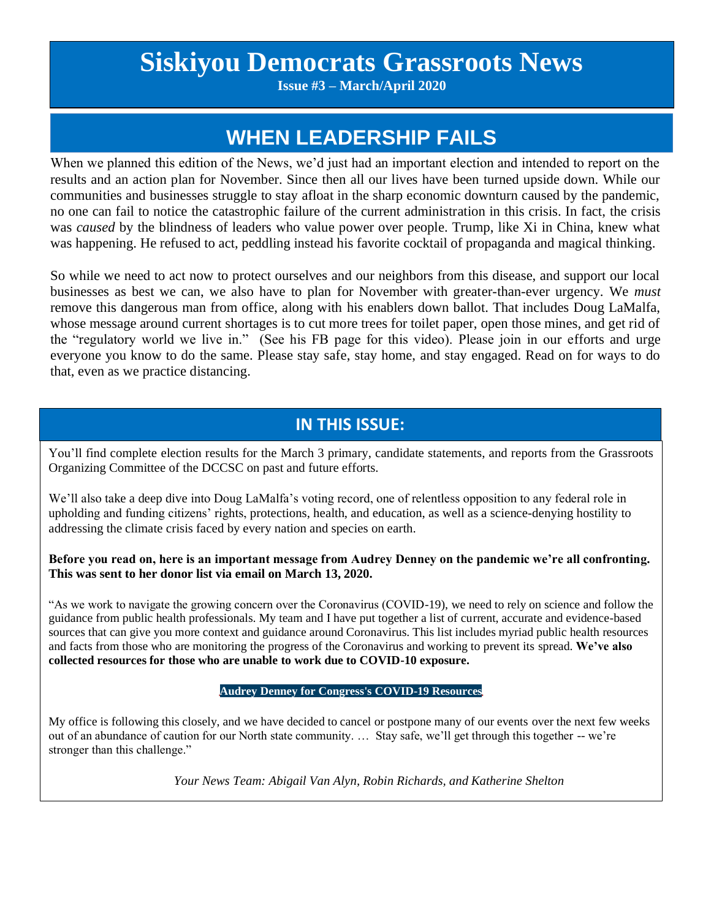# Siskiyou Democrats Grassroots News

**Issue #3 – March/April 2020**

## WHEN LEADERSHIP FAILS

When we planned this edition of the News, we'd just had an important election and intended to report on the results and an action plan for November. Since then all our lives have been turned upside down. While our communities and businesses struggle to stay afloat in the sharp economic downturn caused by the pandemic, no one can fail to notice the catastrophic failure of the current administration in this crisis. In fact, the crisis was *caused* by the blindness of leaders who value power over people. Trump, like Xi in China, knew what was happening. He refused to act, peddling instead his favorite cocktail of propaganda and magical thinking.

So while we need to act now to protect ourselves and our neighbors from this disease, and support our local businesses as best we can, we also have to plan for November with greater-than-ever urgency. We *must* remove this dangerous man from office, along with his enablers down ballot. That includes Doug LaMalfa, whose message around current shortages is to cut more trees for toilet paper, open those mines, and get rid of the "regulatory world we live in." (See his FB page for this video). Please join in our efforts and urge everyone you know to do the same. Please stay safe, stay home, and stay engaged. Read on for ways to do that, even as we practice distancing.

## IN THIS ISSUE:

You'll find complete election results for the March 3 primary, candidate statements, and reports from the Grassroots Organizing Committee of the DCCSC on past and future efforts.

We'll also take a deep dive into Doug LaMalfa's voting record, one of relentless opposition to any federal role in upholding and funding citizens' rights, protections, health, and education, as well as a science-denying hostility to addressing the climate crisis faced by every nation and species on earth.

**Before you read on, here is an important message from Audrey Denney on the pandemic we're all confronting. This was sent to her donor list via email on March 13, 2020.**

"As we work to navigate the growing concern over the Coronavirus (COVID-19), we need to rely on science and follow the guidance from public health professionals. My team and I have put together a list of current, accurate and evidence-based sources that can give you more context and guidance around Coronavirus. This list includes myriad public health resources and facts from those who are monitoring the progress of the Coronavirus and working to prevent its spread. **We've also collected resources for those who are unable to work due to COVID-10 exposure.**

**Audrey Denney for Congress's COVID-19 Resources**

My office is following this closely, and we have decided to cancel or postpone many of our events over the next few weeks out of an abundance of caution for our North state community. … Stay safe, we'll get through this together -- we're stronger than this challenge."

*Your News Team: Abigail Van Alyn, Robin Richards, and Katherine Shelton*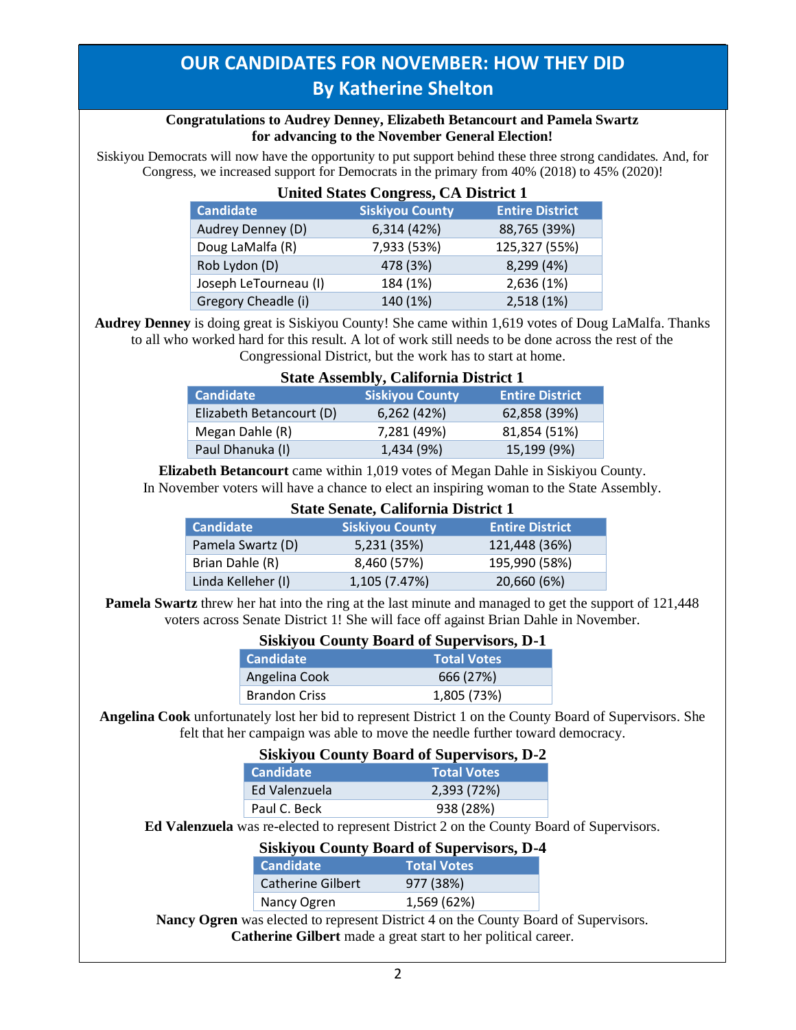# OUR CANDIDATES FOR NOVEMBER: HOW THEY DID
## By Katherine Shelton

**Congratulations to Audrey Denney, Elizabeth Betancourt and Pamela Swartz for advancing to the November General Election!**

Siskiyou Democrats will now have the opportunity to put support behind these three strong candidates. And, for Congress, we increased support for Democrats in the primary from 40% (2018) to 45% (2020)!

### United States Congress, CA District 1

| Candidate | Siskiyou County | Entire District |
|---|---|---|
| Audrey Denney (D) | 6,314 (42%) | 88,765 (39%) |
| Doug LaMalfa (R) | 7,933 (53%) | 125,327 (55%) |
| Rob Lydon (D) | 478 (3%) | 8,299 (4%) |
| Joseph LeTourneau (I) | 184 (1%) | 2,636 (1%) |
| Gregory Cheadle (i) | 140 (1%) | 2,518 (1%) |

**Audrey Denney** is doing great is Siskiyou County! She came within 1,619 votes of Doug LaMalfa. Thanks to all who worked hard for this result. A lot of work still needs to be done across the rest of the Congressional District, but the work has to start at home.

### State Assembly, California District 1

| Candidate | Siskiyou County | Entire District |
|---|---|---|
| Elizabeth Betancourt (D) | 6,262 (42%) | 62,858 (39%) |
| Megan Dahle (R) | 7,281 (49%) | 81,854 (51%) |
| Paul Dhanuka (I) | 1,434 (9%) | 15,199 (9%) |

**Elizabeth Betancourt** came within 1,019 votes of Megan Dahle in Siskiyou County. In November voters will have a chance to elect an inspiring woman to the State Assembly.

### State Senate, California District 1

| Candidate | Siskiyou County | Entire District |
|---|---|---|
| Pamela Swartz (D) | 5,231 (35%) | 121,448 (36%) |
| Brian Dahle (R) | 8,460 (57%) | 195,990 (58%) |
| Linda Kelleher (I) | 1,105 (7.47%) | 20,660 (6%) |

**Pamela Swartz** threw her hat into the ring at the last minute and managed to get the support of 121,448 voters across Senate District 1! She will face off against Brian Dahle in November.

### Siskiyou County Board of Supervisors, D-1

| Candidate | Total Votes |
|---|---|
| Angelina Cook | 666 (27%) |
| Brandon Criss | 1,805 (73%) |

**Angelina Cook** unfortunately lost her bid to represent District 1 on the County Board of Supervisors. She felt that her campaign was able to move the needle further toward democracy.

### Siskiyou County Board of Supervisors, D-2

| Candidate | Total Votes |
|---|---|
| Ed Valenzuela | 2,393 (72%) |
| Paul C. Beck | 938 (28%) |

**Ed Valenzuela** was re-elected to represent District 2 on the County Board of Supervisors.

### Siskiyou County Board of Supervisors, D-4

| Candidate | Total Votes |
|---|---|
| Catherine Gilbert | 977 (38%) |
| Nancy Ogren | 1,569 (62%) |

**Nancy Ogren** was elected to represent District 4 on the County Board of Supervisors. **Catherine Gilbert** made a great start to her political career.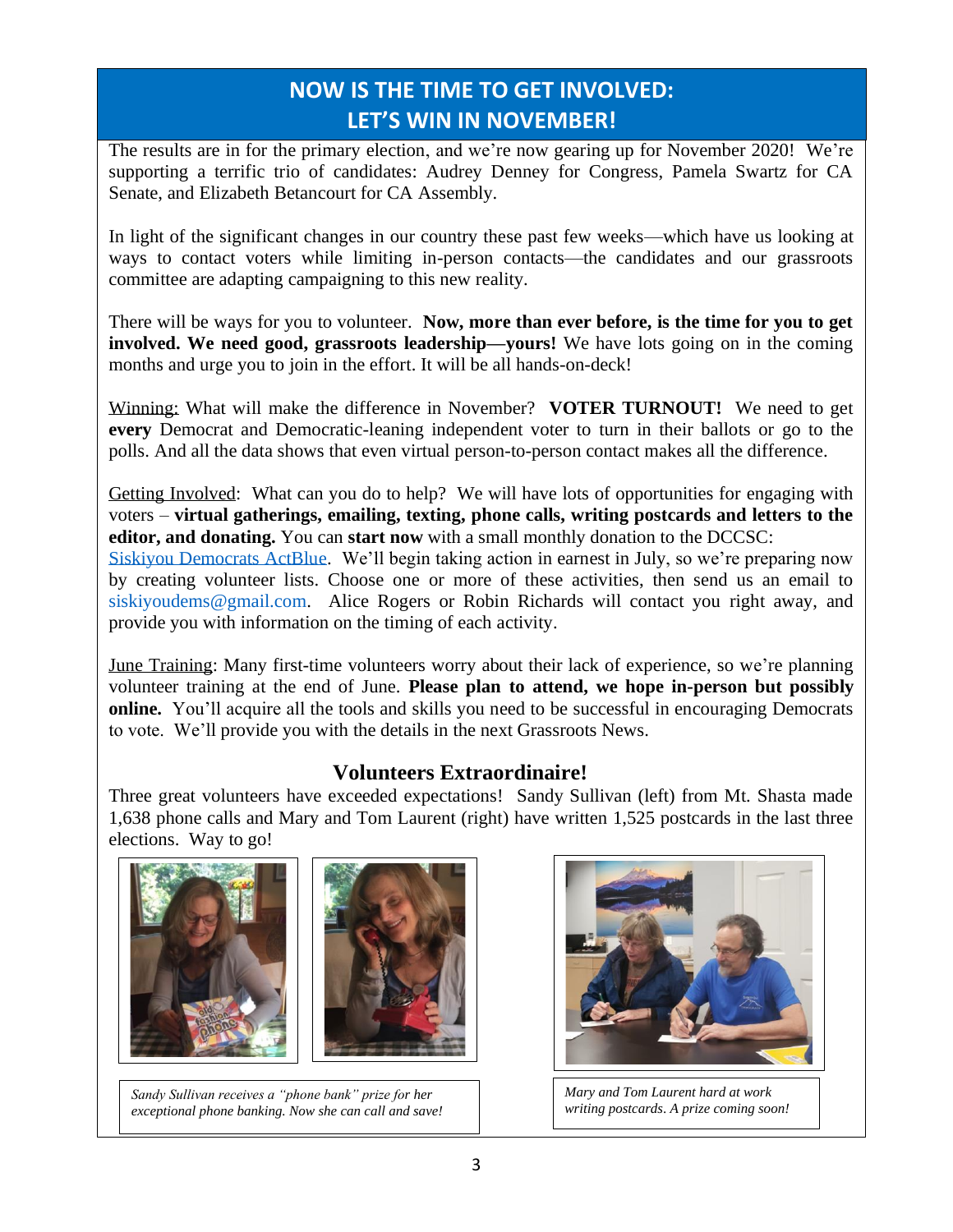## NOW IS THE TIME TO GET INVOLVED: LET'S WIN IN NOVEMBER!

The results are in for the primary election, and we're now gearing up for November 2020! We're supporting a terrific trio of candidates: Audrey Denney for Congress, Pamela Swartz for CA Senate, and Elizabeth Betancourt for CA Assembly.

In light of the significant changes in our country these past few weeks—which have us looking at ways to contact voters while limiting in-person contacts—the candidates and our grassroots committee are adapting campaigning to this new reality.

There will be ways for you to volunteer. **Now, more than ever before, is the time for you to get involved. We need good, grassroots leadership—yours!** We have lots going on in the coming months and urge you to join in the effort. It will be all hands-on-deck!

Winning: What will make the difference in November? **VOTER TURNOUT!** We need to get **every** Democrat and Democratic-leaning independent voter to turn in their ballots or go to the polls. And all the data shows that even virtual person-to-person contact makes all the difference.

Getting Involved: What can you do to help? We will have lots of opportunities for engaging with voters – **virtual gatherings, emailing, texting, phone calls, writing postcards and letters to the editor, and donating.** You can **start now** with a small monthly donation to the DCCSC: Siskiyou Democrats ActBlue. We'll begin taking action in earnest in July, so we're preparing now by creating volunteer lists. Choose one or more of these activities, then send us an email to siskiyoudems@gmail.com. Alice Rogers or Robin Richards will contact you right away, and provide you with information on the timing of each activity.

June Training: Many first-time volunteers worry about their lack of experience, so we're planning volunteer training at the end of June. **Please plan to attend, we hope in-person but possibly online.** You'll acquire all the tools and skills you need to be successful in encouraging Democrats to vote. We'll provide you with the details in the next Grassroots News.

### Volunteers Extraordinaire!

Three great volunteers have exceeded expectations! Sandy Sullivan (left) from Mt. Shasta made 1,638 phone calls and Mary and Tom Laurent (right) have written 1,525 postcards in the last three elections. Way to go!

*Sandy Sullivan receives a "phone bank" prize for her exceptional phone banking. Now she can call and save!*

*Mary and Tom Laurent hard at work writing postcards. A prize coming soon!*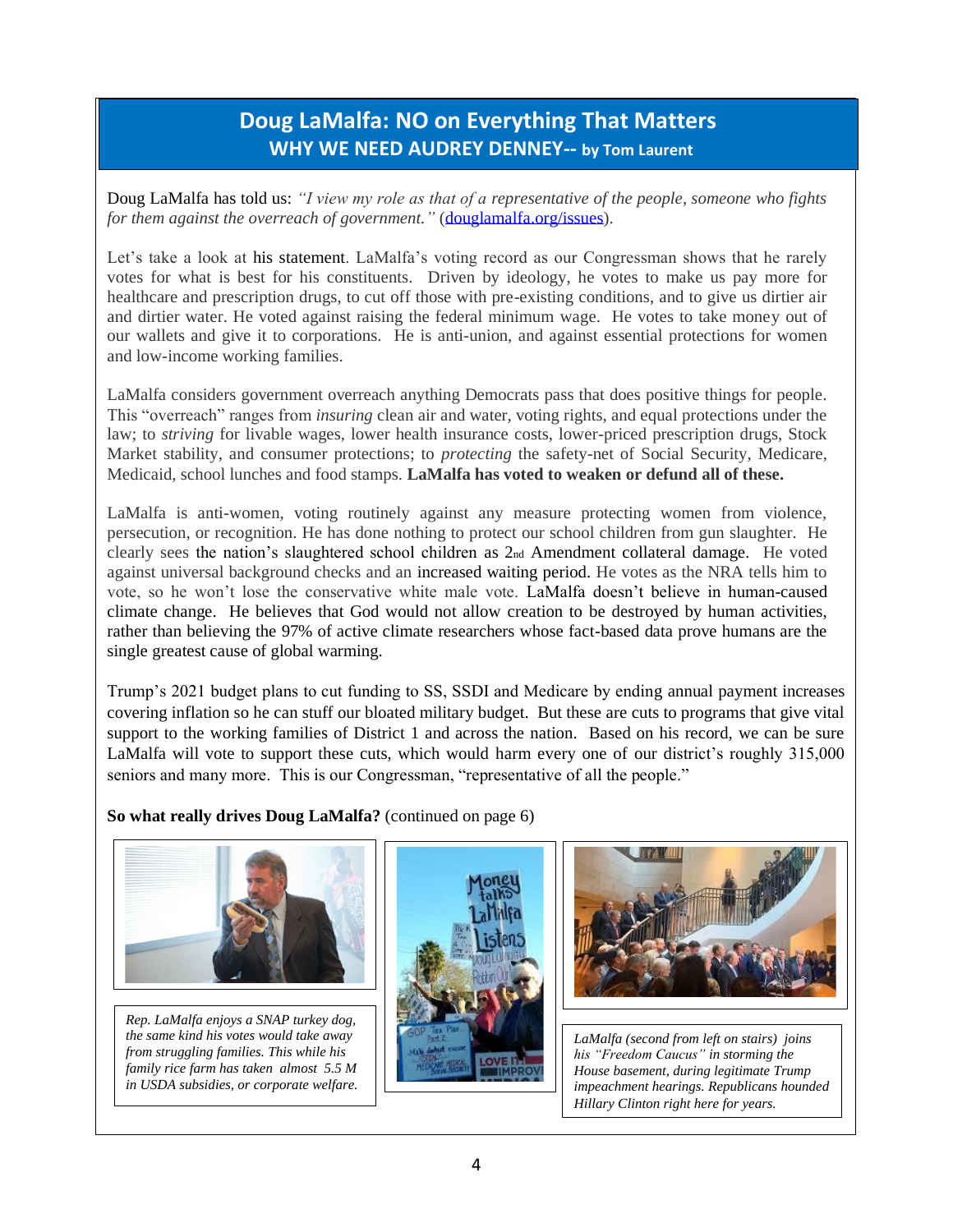# Doug LaMalfa: NO on Everything That Matters

## WHY WE NEED AUDREY DENNEY-- by Tom Laurent

Doug LaMalfa has told us: *"I view my role as that of a representative of the people, someone who fights for them against the overreach of government."* (douglamalfa.org/issues).

Let's take a look at his statement. LaMalfa's voting record as our Congressman shows that he rarely votes for what is best for his constituents. Driven by ideology, he votes to make us pay more for healthcare and prescription drugs, to cut off those with pre-existing conditions, and to give us dirtier air and dirtier water. He voted against raising the federal minimum wage. He votes to take money out of our wallets and give it to corporations. He is anti-union, and against essential protections for women and low-income working families.

LaMalfa considers government overreach anything Democrats pass that does positive things for people. This "overreach" ranges from *insuring* clean air and water, voting rights, and equal protections under the law; to *striving* for livable wages, lower health insurance costs, lower-priced prescription drugs, Stock Market stability, and consumer protections; to *protecting* the safety-net of Social Security, Medicare, Medicaid, school lunches and food stamps. **LaMalfa has voted to weaken or defund all of these.**

LaMalfa is anti-women, voting routinely against any measure protecting women from violence, persecution, or recognition. He has done nothing to protect our school children from gun slaughter. He clearly sees the nation's slaughtered school children as 2nd Amendment collateral damage. He voted against universal background checks and an increased waiting period. He votes as the NRA tells him to vote, so he won't lose the conservative white male vote. LaMalfa doesn't believe in human-caused climate change. He believes that God would not allow creation to be destroyed by human activities, rather than believing the 97% of active climate researchers whose fact-based data prove humans are the single greatest cause of global warming.

Trump's 2021 budget plans to cut funding to SS, SSDI and Medicare by ending annual payment increases covering inflation so he can stuff our bloated military budget. But these are cuts to programs that give vital support to the working families of District 1 and across the nation. Based on his record, we can be sure LaMalfa will vote to support these cuts, which would harm every one of our district's roughly 315,000 seniors and many more. This is our Congressman, "representative of all the people."

**So what really drives Doug LaMalfa?** (continued on page 6)

*Rep. LaMalfa enjoys a SNAP turkey dog, the same kind his votes would take away from struggling families. This while his family rice farm has taken almost 5.5 M in USDA subsidies, or corporate welfare.*

*LaMalfa (second from left on stairs) joins his "Freedom Caucus" in storming the House basement, during legitimate Trump impeachment hearings. Republicans hounded Hillary Clinton right here for years.*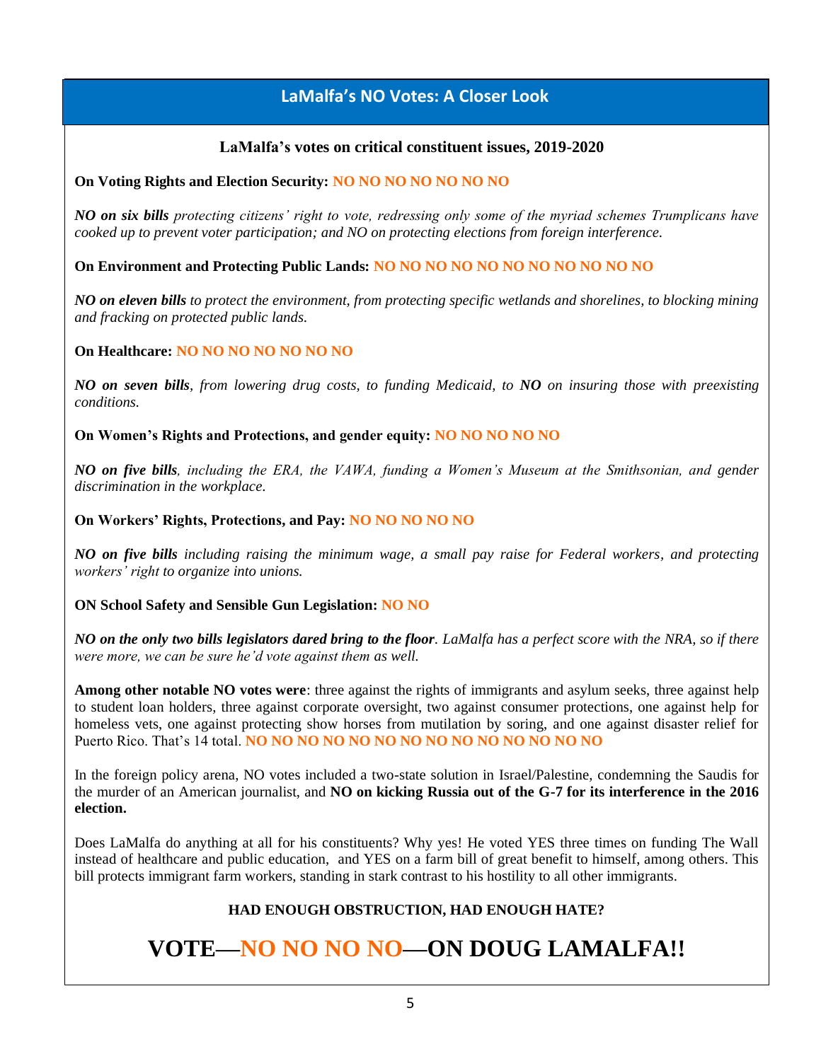## LaMalfa's NO Votes: A Closer Look

### LaMalfa's votes on critical constituent issues, 2019-2020

**On Voting Rights and Election Security: NO NO NO NO NO NO NO**

***NO on six bills** protecting citizens' right to vote, redressing only some of the myriad schemes Trumplicans have cooked up to prevent voter participation; and NO on protecting elections from foreign interference.*

**On Environment and Protecting Public Lands: NO NO NO NO NO NO NO NO NO NO NO**

***NO on eleven bills** to protect the environment, from protecting specific wetlands and shorelines, to blocking mining and fracking on protected public lands.*

**On Healthcare: NO NO NO NO NO NO NO**

***NO on seven bills**, from lowering drug costs, to funding Medicaid, to **NO** on insuring those with preexisting conditions.*

**On Women's Rights and Protections, and gender equity: NO NO NO NO NO**

***NO on five bills**, including the ERA, the VAWA, funding a Women's Museum at the Smithsonian, and gender discrimination in the workplace.*

**On Workers' Rights, Protections, and Pay: NO NO NO NO NO**

***NO on five bills** including raising the minimum wage, a small pay raise for Federal workers, and protecting workers' right to organize into unions.*

**ON School Safety and Sensible Gun Legislation: NO NO**

***NO on the only two bills legislators dared bring to the floor**. LaMalfa has a perfect score with the NRA, so if there were more, we can be sure he'd vote against them as well.*

**Among other notable NO votes were**: three against the rights of immigrants and asylum seeks, three against help to student loan holders, three against corporate oversight, two against consumer protections, one against help for homeless vets, one against protecting show horses from mutilation by soring, and one against disaster relief for Puerto Rico. That's 14 total. **NO NO NO NO NO NO NO NO NO NO NO NO NO NO**

In the foreign policy arena, NO votes included a two-state solution in Israel/Palestine, condemning the Saudis for the murder of an American journalist, and **NO on kicking Russia out of the G-7 for its interference in the 2016 election.**

Does LaMalfa do anything at all for his constituents? Why yes! He voted YES three times on funding The Wall instead of healthcare and public education, and YES on a farm bill of great benefit to himself, among others. This bill protects immigrant farm workers, standing in stark contrast to his hostility to all other immigrants.

**HAD ENOUGH OBSTRUCTION, HAD ENOUGH HATE?**

# VOTE—NO NO NO NO—ON DOUG LAMALFA!!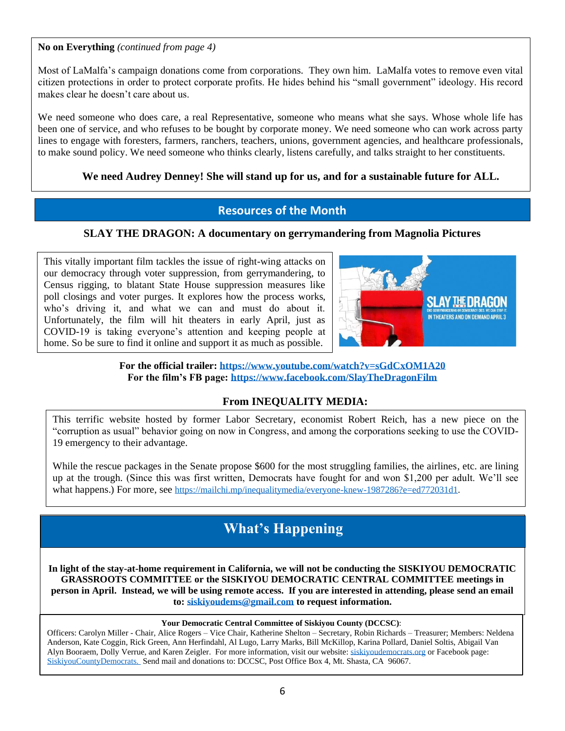**No on Everything** *(continued from page 4)*

Most of LaMalfa's campaign donations come from corporations. They own him. LaMalfa votes to remove even vital citizen protections in order to protect corporate profits. He hides behind his "small government" ideology. His record makes clear he doesn't care about us.

We need someone who does care, a real Representative, someone who means what she says. Whose whole life has been one of service, and who refuses to be bought by corporate money. We need someone who can work across party lines to engage with foresters, farmers, ranchers, teachers, unions, government agencies, and healthcare professionals, to make sound policy. We need someone who thinks clearly, listens carefully, and talks straight to her constituents.

**We need Audrey Denney! She will stand up for us, and for a sustainable future for ALL.**

## Resources of the Month

### SLAY THE DRAGON: A documentary on gerrymandering from Magnolia Pictures

This vitally important film tackles the issue of right-wing attacks on our democracy through voter suppression, from gerrymandering, to Census rigging, to blatant State House suppression measures like poll closings and voter purges. It explores how the process works, who's driving it, and what we can and must do about it. Unfortunately, the film will hit theaters in early April, just as COVID-19 is taking everyone's attention and keeping people at home. So be sure to find it online and support it as much as possible.

SLAY THE DRAGON
END GERRYMANDERING OR DEMOCRACY DIES. WE CAN STOP IT.
IN THEATERS AND ON DEMAND APRIL 3

**For the official trailer: https://www.youtube.com/watch?v=sGdCxOM1A20**
**For the film's FB page: https://www.facebook.com/SlayTheDragonFilm**

### From INEQUALITY MEDIA:

This terrific website hosted by former Labor Secretary, economist Robert Reich, has a new piece on the "corruption as usual" behavior going on now in Congress, and among the corporations seeking to use the COVID-19 emergency to their advantage.

While the rescue packages in the Senate propose $600 for the most struggling families, the airlines, etc. are lining up at the trough. (Since this was first written, Democrats have fought for and won $1,200 per adult. We'll see what happens.) For more, see https://mailchi.mp/inequalitymedia/everyone-knew-1987286?e=ed772031d1.

## What's Happening

**In light of the stay-at-home requirement in California, we will not be conducting the SISKIYOU DEMOCRATIC GRASSROOTS COMMITTEE or the SISKIYOU DEMOCRATIC CENTRAL COMMITTEE meetings in person in April. Instead, we will be using remote access. If you are interested in attending, please send an email to: siskiyoudems@gmail.com to request information.**

**Your Democratic Central Committee of Siskiyou County (DCCSC)**:

Officers: Carolyn Miller - Chair, Alice Rogers – Vice Chair, Katherine Shelton – Secretary, Robin Richards – Treasurer; Members: Neldena Anderson, Kate Coggin, Rick Green, Ann Herfindahl, Al Lugo, Larry Marks, Bill McKillop, Karina Pollard, Daniel Soltis, Abigail Van Alyn Booraem, Dolly Verrue, and Karen Zeigler. For more information, visit our website: siskiyoudemocrats.org or Facebook page: SiskiyouCountyDemocrats. Send mail and donations to: DCCSC, Post Office Box 4, Mt. Shasta, CA 96067.